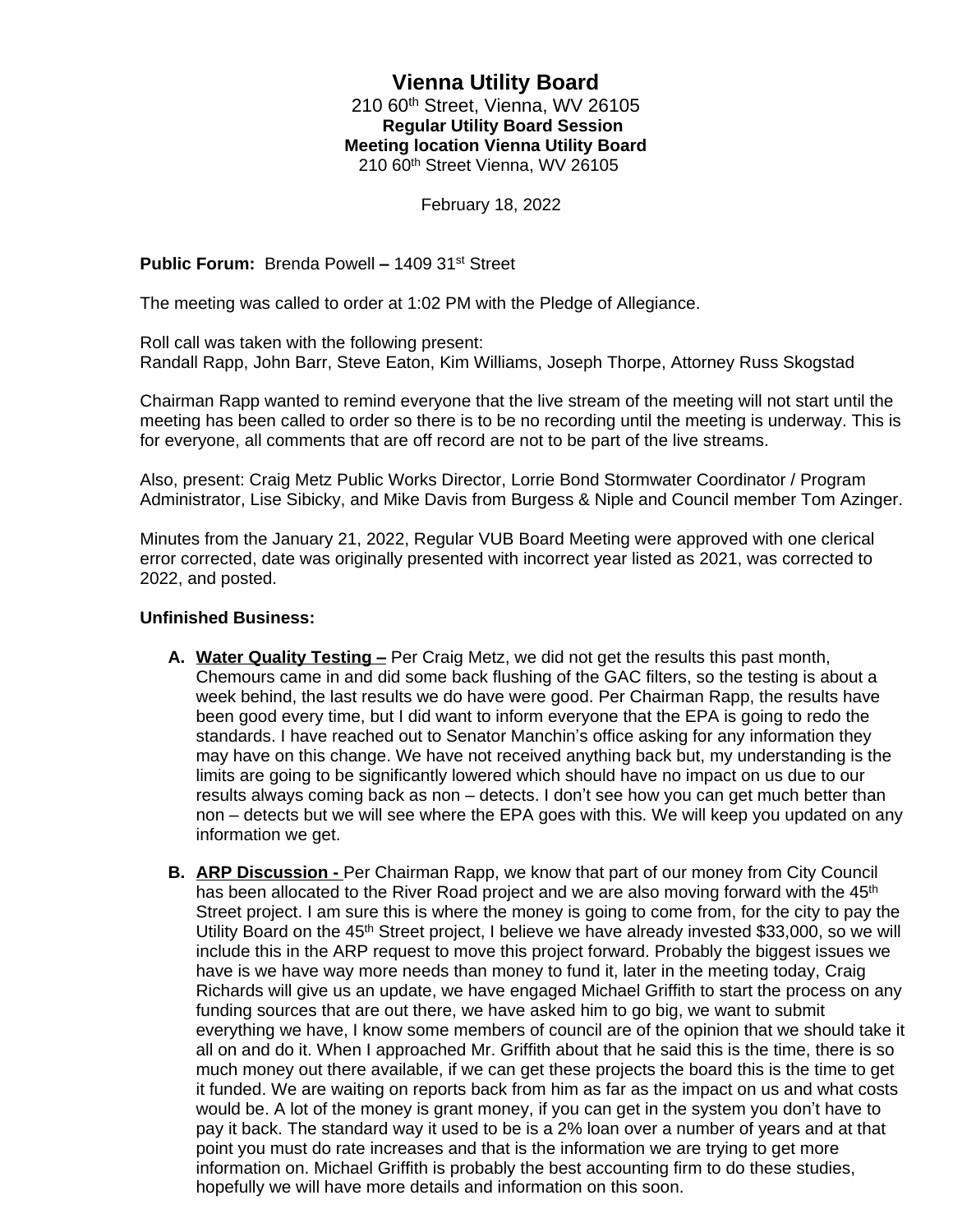# Vienna Utility Board

210 60th Street, Vienna, WV 26105
**Regular Utility Board Session**
**Meeting location Vienna Utility Board**
210 60th Street Vienna, WV 26105

February 18, 2022

**Public Forum:** Brenda Powell **–** 1409 31st Street

The meeting was called to order at 1:02 PM with the Pledge of Allegiance.

Roll call was taken with the following present:
Randall Rapp, John Barr, Steve Eaton, Kim Williams, Joseph Thorpe, Attorney Russ Skogstad

Chairman Rapp wanted to remind everyone that the live stream of the meeting will not start until the meeting has been called to order so there is to be no recording until the meeting is underway. This is for everyone, all comments that are off record are not to be part of the live streams.

Also, present: Craig Metz Public Works Director, Lorrie Bond Stormwater Coordinator / Program Administrator, Lise Sibicky, and Mike Davis from Burgess & Niple and Council member Tom Azinger.

Minutes from the January 21, 2022, Regular VUB Board Meeting were approved with one clerical error corrected, date was originally presented with incorrect year listed as 2021, was corrected to 2022, and posted.

**Unfinished Business:**

**A. Water Quality Testing –** Per Craig Metz, we did not get the results this past month, Chemours came in and did some back flushing of the GAC filters, so the testing is about a week behind, the last results we do have were good. Per Chairman Rapp, the results have been good every time, but I did want to inform everyone that the EPA is going to redo the standards. I have reached out to Senator Manchin's office asking for any information they may have on this change. We have not received anything back but, my understanding is the limits are going to be significantly lowered which should have no impact on us due to our results always coming back as non – detects. I don't see how you can get much better than non – detects but we will see where the EPA goes with this. We will keep you updated on any information we get.

**B. ARP Discussion -** Per Chairman Rapp, we know that part of our money from City Council has been allocated to the River Road project and we are also moving forward with the 45th Street project. I am sure this is where the money is going to come from, for the city to pay the Utility Board on the 45th Street project, I believe we have already invested $33,000, so we will include this in the ARP request to move this project forward. Probably the biggest issues we have is we have way more needs than money to fund it, later in the meeting today, Craig Richards will give us an update, we have engaged Michael Griffith to start the process on any funding sources that are out there, we have asked him to go big, we want to submit everything we have, I know some members of council are of the opinion that we should take it all on and do it. When I approached Mr. Griffith about that he said this is the time, there is so much money out there available, if we can get these projects the board this is the time to get it funded. We are waiting on reports back from him as far as the impact on us and what costs would be. A lot of the money is grant money, if you can get in the system you don't have to pay it back. The standard way it used to be is a 2% loan over a number of years and at that point you must do rate increases and that is the information we are trying to get more information on. Michael Griffith is probably the best accounting firm to do these studies, hopefully we will have more details and information on this soon.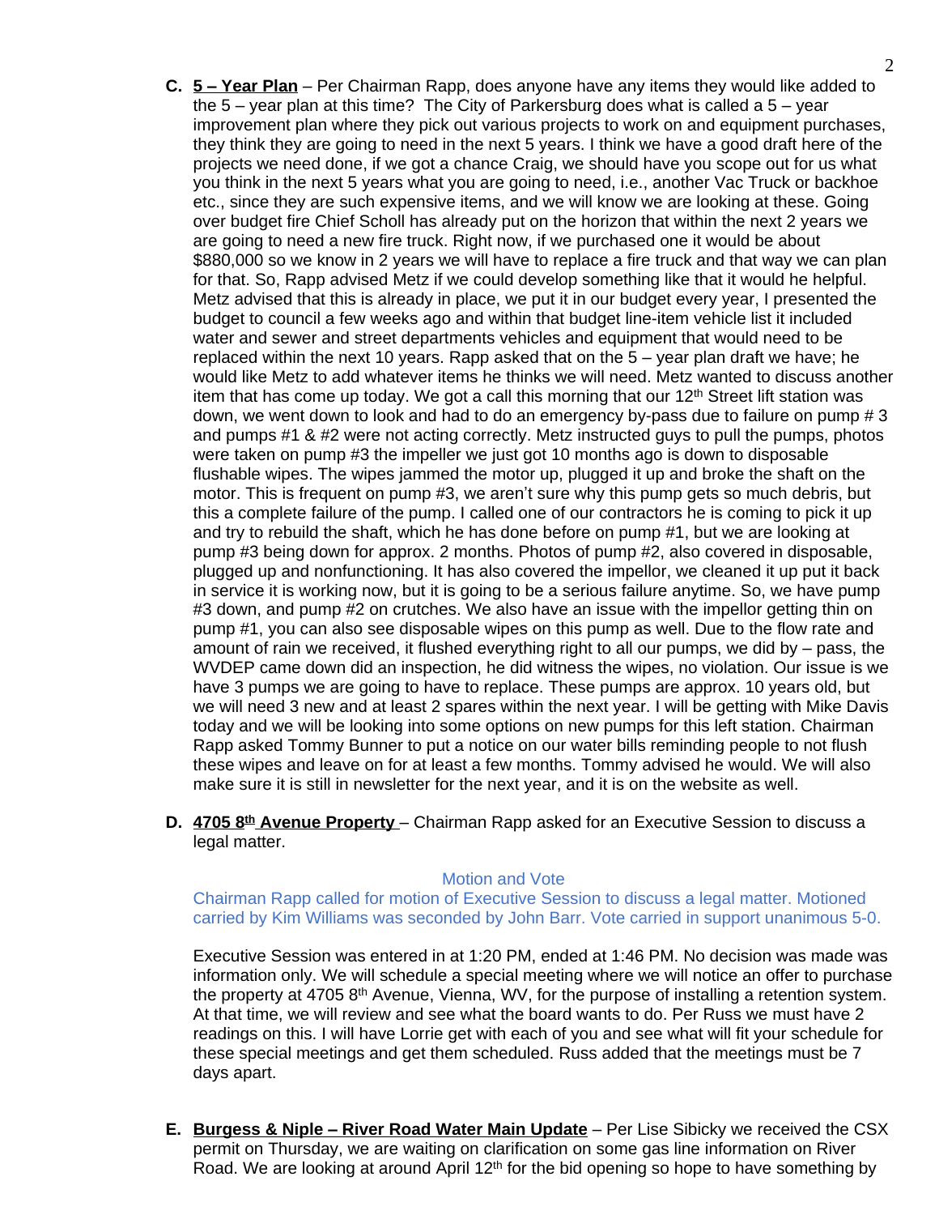**C. 5 – Year Plan** – Per Chairman Rapp, does anyone have any items they would like added to the 5 – year plan at this time? The City of Parkersburg does what is called a 5 – year improvement plan where they pick out various projects to work on and equipment purchases, they think they are going to need in the next 5 years. I think we have a good draft here of the projects we need done, if we got a chance Craig, we should have you scope out for us what you think in the next 5 years what you are going to need, i.e., another Vac Truck or backhoe etc., since they are such expensive items, and we will know we are looking at these. Going over budget fire Chief Scholl has already put on the horizon that within the next 2 years we are going to need a new fire truck. Right now, if we purchased one it would be about \$880,000 so we know in 2 years we will have to replace a fire truck and that way we can plan for that. So, Rapp advised Metz if we could develop something like that it would he helpful. Metz advised that this is already in place, we put it in our budget every year, I presented the budget to council a few weeks ago and within that budget line-item vehicle list it included water and sewer and street departments vehicles and equipment that would need to be replaced within the next 10 years. Rapp asked that on the 5 – year plan draft we have; he would like Metz to add whatever items he thinks we will need. Metz wanted to discuss another item that has come up today. We got a call this morning that our 12th Street lift station was down, we went down to look and had to do an emergency by-pass due to failure on pump # 3 and pumps #1 & #2 were not acting correctly. Metz instructed guys to pull the pumps, photos were taken on pump #3 the impeller we just got 10 months ago is down to disposable flushable wipes. The wipes jammed the motor up, plugged it up and broke the shaft on the motor. This is frequent on pump #3, we aren't sure why this pump gets so much debris, but this a complete failure of the pump. I called one of our contractors he is coming to pick it up and try to rebuild the shaft, which he has done before on pump #1, but we are looking at pump #3 being down for approx. 2 months. Photos of pump #2, also covered in disposable, plugged up and nonfunctioning. It has also covered the impellor, we cleaned it up put it back in service it is working now, but it is going to be a serious failure anytime. So, we have pump #3 down, and pump #2 on crutches. We also have an issue with the impellor getting thin on pump #1, you can also see disposable wipes on this pump as well. Due to the flow rate and amount of rain we received, it flushed everything right to all our pumps, we did by – pass, the WVDEP came down did an inspection, he did witness the wipes, no violation. Our issue is we have 3 pumps we are going to have to replace. These pumps are approx. 10 years old, but we will need 3 new and at least 2 spares within the next year. I will be getting with Mike Davis today and we will be looking into some options on new pumps for this left station. Chairman Rapp asked Tommy Bunner to put a notice on our water bills reminding people to not flush these wipes and leave on for at least a few months. Tommy advised he would. We will also make sure it is still in newsletter for the next year, and it is on the website as well.

**D. 4705 8th Avenue Property** – Chairman Rapp asked for an Executive Session to discuss a legal matter.

Motion and Vote

Chairman Rapp called for motion of Executive Session to discuss a legal matter. Motioned carried by Kim Williams was seconded by John Barr. Vote carried in support unanimous 5-0.

Executive Session was entered in at 1:20 PM, ended at 1:46 PM. No decision was made was information only. We will schedule a special meeting where we will notice an offer to purchase the property at 4705 8th Avenue, Vienna, WV, for the purpose of installing a retention system. At that time, we will review and see what the board wants to do. Per Russ we must have 2 readings on this. I will have Lorrie get with each of you and see what will fit your schedule for these special meetings and get them scheduled. Russ added that the meetings must be 7 days apart.

**E. Burgess & Niple – River Road Water Main Update** – Per Lise Sibicky we received the CSX permit on Thursday, we are waiting on clarification on some gas line information on River Road. We are looking at around April 12th for the bid opening so hope to have something by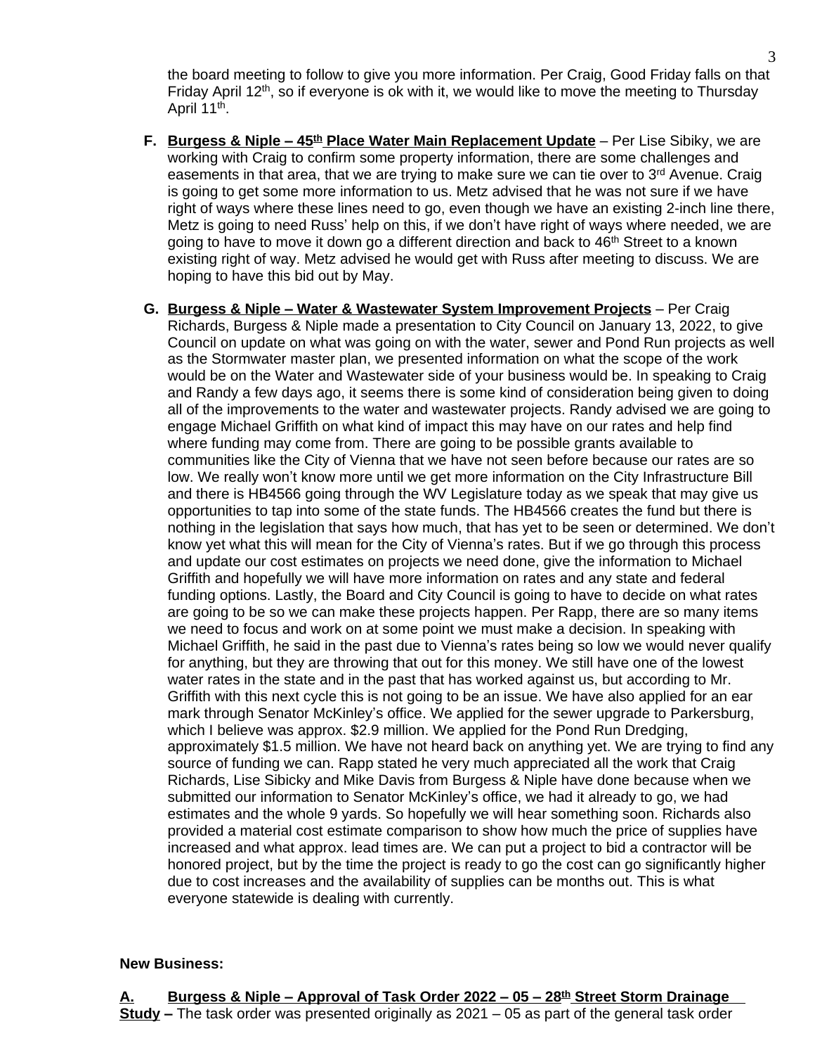the board meeting to follow to give you more information. Per Craig, Good Friday falls on that Friday April 12th, so if everyone is ok with it, we would like to move the meeting to Thursday April 11th.

**F.** **Burgess & Niple – 45th Place Water Main Replacement Update** – Per Lise Sibiky, we are working with Craig to confirm some property information, there are some challenges and easements in that area, that we are trying to make sure we can tie over to 3rd Avenue. Craig is going to get some more information to us. Metz advised that he was not sure if we have right of ways where these lines need to go, even though we have an existing 2-inch line there, Metz is going to need Russ' help on this, if we don't have right of ways where needed, we are going to have to move it down go a different direction and back to 46th Street to a known existing right of way. Metz advised he would get with Russ after meeting to discuss. We are hoping to have this bid out by May.

**G.** **Burgess & Niple – Water & Wastewater System Improvement Projects** – Per Craig Richards, Burgess & Niple made a presentation to City Council on January 13, 2022, to give Council on update on what was going on with the water, sewer and Pond Run projects as well as the Stormwater master plan, we presented information on what the scope of the work would be on the Water and Wastewater side of your business would be. In speaking to Craig and Randy a few days ago, it seems there is some kind of consideration being given to doing all of the improvements to the water and wastewater projects. Randy advised we are going to engage Michael Griffith on what kind of impact this may have on our rates and help find where funding may come from. There are going to be possible grants available to communities like the City of Vienna that we have not seen before because our rates are so low. We really won't know more until we get more information on the City Infrastructure Bill and there is HB4566 going through the WV Legislature today as we speak that may give us opportunities to tap into some of the state funds. The HB4566 creates the fund but there is nothing in the legislation that says how much, that has yet to be seen or determined. We don't know yet what this will mean for the City of Vienna's rates. But if we go through this process and update our cost estimates on projects we need done, give the information to Michael Griffith and hopefully we will have more information on rates and any state and federal funding options. Lastly, the Board and City Council is going to have to decide on what rates are going to be so we can make these projects happen. Per Rapp, there are so many items we need to focus and work on at some point we must make a decision. In speaking with Michael Griffith, he said in the past due to Vienna's rates being so low we would never qualify for anything, but they are throwing that out for this money. We still have one of the lowest water rates in the state and in the past that has worked against us, but according to Mr. Griffith with this next cycle this is not going to be an issue. We have also applied for an ear mark through Senator McKinley's office. We applied for the sewer upgrade to Parkersburg, which I believe was approx. $2.9 million. We applied for the Pond Run Dredging, approximately $1.5 million. We have not heard back on anything yet. We are trying to find any source of funding we can. Rapp stated he very much appreciated all the work that Craig Richards, Lise Sibicky and Mike Davis from Burgess & Niple have done because when we submitted our information to Senator McKinley's office, we had it already to go, we had estimates and the whole 9 yards. So hopefully we will hear something soon. Richards also provided a material cost estimate comparison to show how much the price of supplies have increased and what approx. lead times are. We can put a project to bid a contractor will be honored project, but by the time the project is ready to go the cost can go significantly higher due to cost increases and the availability of supplies can be months out. This is what everyone statewide is dealing with currently.

**New Business:**

**A. Burgess & Niple – Approval of Task Order 2022 – 05 – 28th Street Storm Drainage Study –** The task order was presented originally as 2021 – 05 as part of the general task order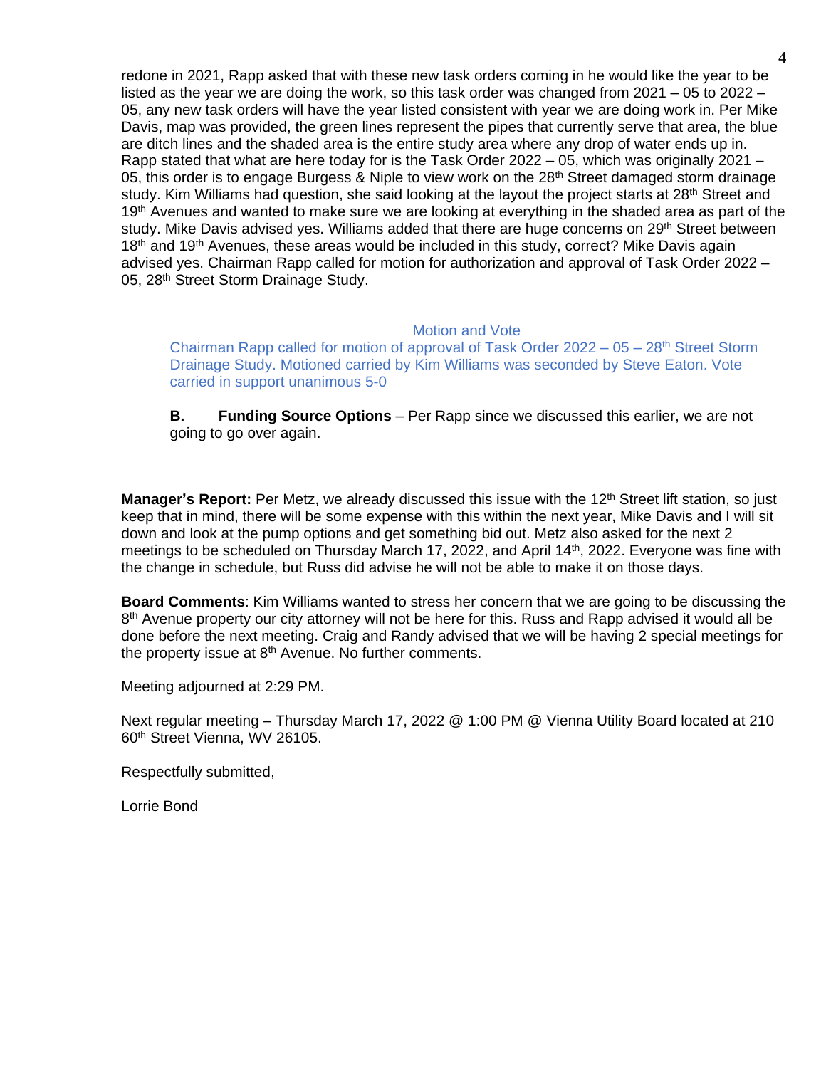redone in 2021, Rapp asked that with these new task orders coming in he would like the year to be listed as the year we are doing the work, so this task order was changed from 2021 – 05 to 2022 – 05, any new task orders will have the year listed consistent with year we are doing work in. Per Mike Davis, map was provided, the green lines represent the pipes that currently serve that area, the blue are ditch lines and the shaded area is the entire study area where any drop of water ends up in. Rapp stated that what are here today for is the Task Order 2022 – 05, which was originally 2021 – 05, this order is to engage Burgess & Niple to view work on the 28th Street damaged storm drainage study. Kim Williams had question, she said looking at the layout the project starts at 28th Street and 19th Avenues and wanted to make sure we are looking at everything in the shaded area as part of the study. Mike Davis advised yes. Williams added that there are huge concerns on 29th Street between 18th and 19th Avenues, these areas would be included in this study, correct? Mike Davis again advised yes. Chairman Rapp called for motion for authorization and approval of Task Order 2022 – 05, 28th Street Storm Drainage Study.

Motion and Vote

Chairman Rapp called for motion of approval of Task Order 2022 – 05 – 28th Street Storm Drainage Study. Motioned carried by Kim Williams was seconded by Steve Eaton. Vote carried in support unanimous 5-0

**B.** **Funding Source Options** – Per Rapp since we discussed this earlier, we are not going to go over again.

**Manager's Report:** Per Metz, we already discussed this issue with the 12th Street lift station, so just keep that in mind, there will be some expense with this within the next year, Mike Davis and I will sit down and look at the pump options and get something bid out. Metz also asked for the next 2 meetings to be scheduled on Thursday March 17, 2022, and April 14th, 2022. Everyone was fine with the change in schedule, but Russ did advise he will not be able to make it on those days.

**Board Comments**: Kim Williams wanted to stress her concern that we are going to be discussing the 8th Avenue property our city attorney will not be here for this. Russ and Rapp advised it would all be done before the next meeting. Craig and Randy advised that we will be having 2 special meetings for the property issue at 8th Avenue. No further comments.

Meeting adjourned at 2:29 PM.

Next regular meeting – Thursday March 17, 2022 @ 1:00 PM @ Vienna Utility Board located at 210 60th Street Vienna, WV 26105.

Respectfully submitted,

Lorrie Bond